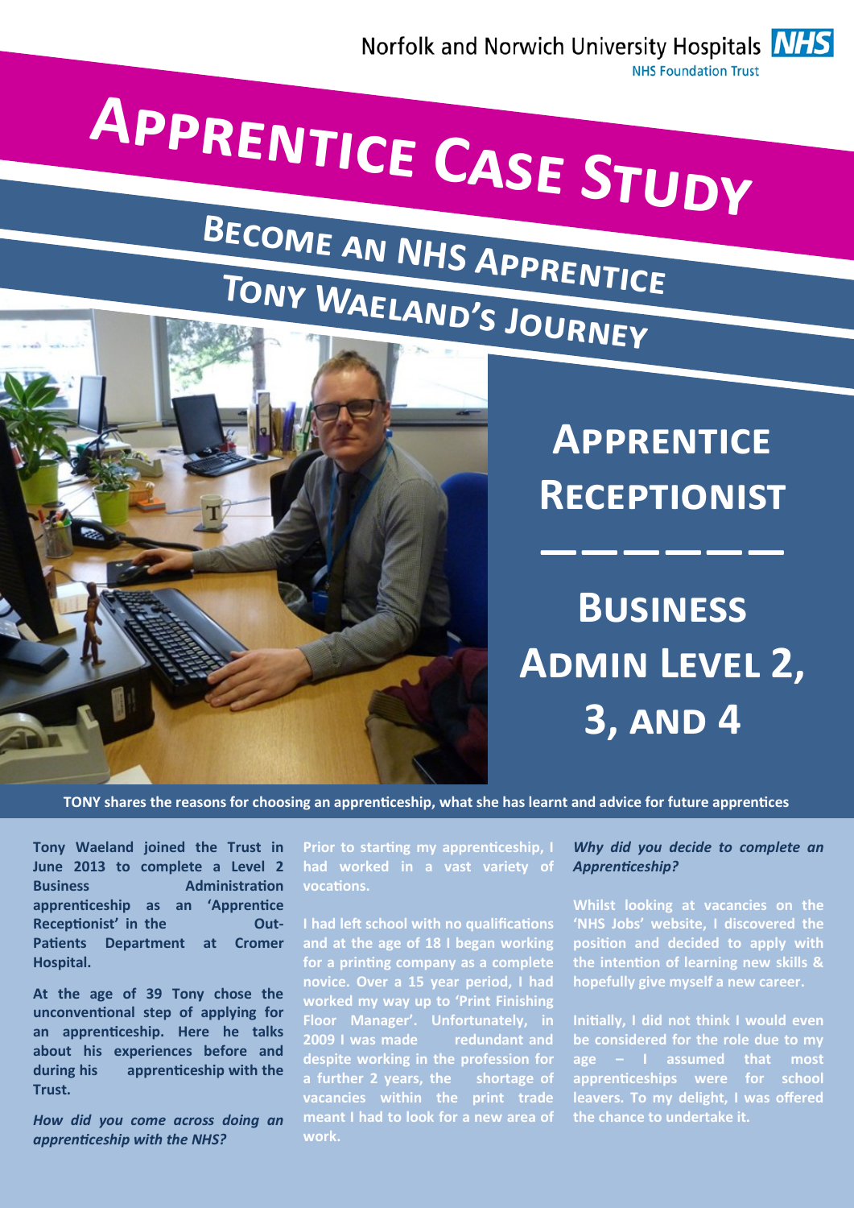Norfolk and Norwich University Hospitals NHS Foundation Trust

# Apprentice Case Study

## Become an NHS Apprentice

## Tony Waeland's Journey

## Apprentice Receptionist

## Business Admin Level 2, 3, and 4

**TONY shares the reasons for choosing an apprenticeship, what she has learnt and advice for future apprentices**

**Tony Waeland joined the Trust in June 2013 to complete a Level 2 Business Administration apprenticeship as an 'Apprentice Receptionist' in the Out-Patients Department at Cromer Hospital.**

**At the age of 39 Tony chose the unconventional step of applying for an apprenticeship. Here he talks about his experiences before and during his apprenticeship with the Trust.**

***How did you come across doing an apprenticeship with the NHS?***

**Prior to starting my apprenticeship, I had worked in a vast variety of vocations.**

**I had left school with no qualifications and at the age of 18 I began working for a printing company as a complete novice. Over a 15 year period, I had worked my way up to 'Print Finishing Floor Manager'. Unfortunately, in 2009 I was made redundant and despite working in the profession for a further 2 years, the shortage of vacancies within the print trade meant I had to look for a new area of work.**

***Why did you decide to complete an Apprenticeship?***

**Whilst looking at vacancies on the 'NHS Jobs' website, I discovered the position and decided to apply with the intention of learning new skills & hopefully give myself a new career.**

**Initially, I did not think I would even be considered for the role due to my age – I assumed that most apprenticeships were for school leavers. To my delight, I was offered the chance to undertake it.**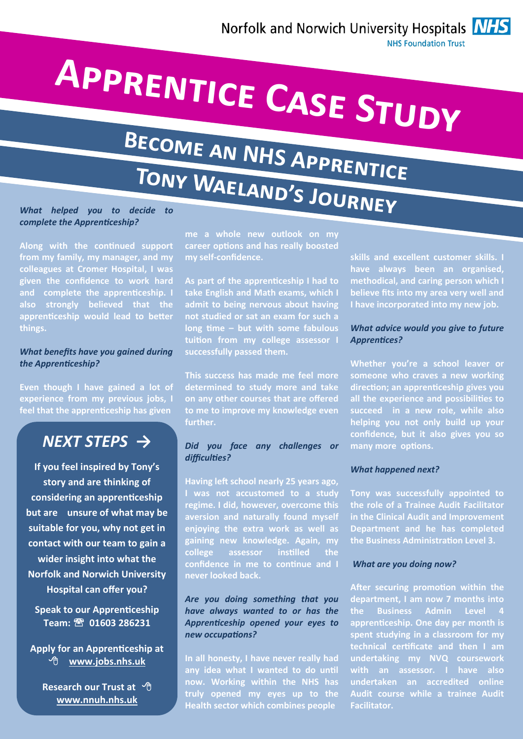Norfolk and Norwich University Hospitals NHS Foundation Trust

# Apprentice Case Study

## Become an NHS Apprentice

## Tony Waeland's Journey

***What helped you to decide to complete the Apprenticeship?***

Along with the continued support from my family, my manager, and my colleagues at Cromer Hospital, I was given the confidence to work hard and complete the apprenticeship. I also strongly believed that the apprenticeship would lead to better things.

***What benefits have you gained during the Apprenticeship?***

Even though I have gained a lot of experience from my previous jobs, I feel that the apprenticeship has given me a whole new outlook on my career options and has really boosted my self-confidence.

As part of the apprenticeship I had to take English and Math exams, which I admit to being nervous about having not studied or sat an exam for such a long time – but with some fabulous tuition from my college assessor I successfully passed them.

This success has made me feel more determined to study more and take on any other courses that are offered to me to improve my knowledge even further.

***Did you face any challenges or difficulties?***

Having left school nearly 25 years ago, I was not accustomed to a study regime. I did, however, overcome this aversion and naturally found myself enjoying the extra work as well as gaining new knowledge. Again, my college assessor instilled the confidence in me to continue and I never looked back.

***Are you doing something that you have always wanted to or has the Apprenticeship opened your eyes to new occupations?***

In all honesty, I have never really had any idea what I wanted to do until now. Working within the NHS has truly opened my eyes up to the Health sector which combines people skills and excellent customer skills. I have always been an organised, methodical, and caring person which I believe fits into my area very well and I have incorporated into my new job.

***What advice would you give to future Apprentices?***

Whether you're a school leaver or someone who craves a new working direction; an apprenticeship gives you all the experience and possibilities to succeed in a new role, while also helping you not only build up your confidence, but it also gives you so many more options.

***What happened next?***

Tony was successfully appointed to the role of a Trainee Audit Facilitator in the Clinical Audit and Improvement Department and he has completed the Business Administration Level 3.

***What are you doing now?***

After securing promotion within the department, I am now 7 months into the Business Admin Level 4 apprenticeship. One day per month is spent studying in a classroom for my technical certificate and then I am undertaking my NVQ coursework with an assessor. I have also undertaken an accredited online Audit course while a trainee Audit Facilitator.

## *NEXT STEPS →*

**If you feel inspired by Tony's story and are thinking of considering an apprenticeship but are unsure of what may be suitable for you, why not get in contact with our team to gain a wider insight into what the Norfolk and Norwich University Hospital can offer you?**

**Speak to our Apprenticeship Team: ☎ 01603 286231**

**Apply for an Apprenticeship at www.jobs.nhs.uk**

**Research our Trust at www.nnuh.nhs.uk**